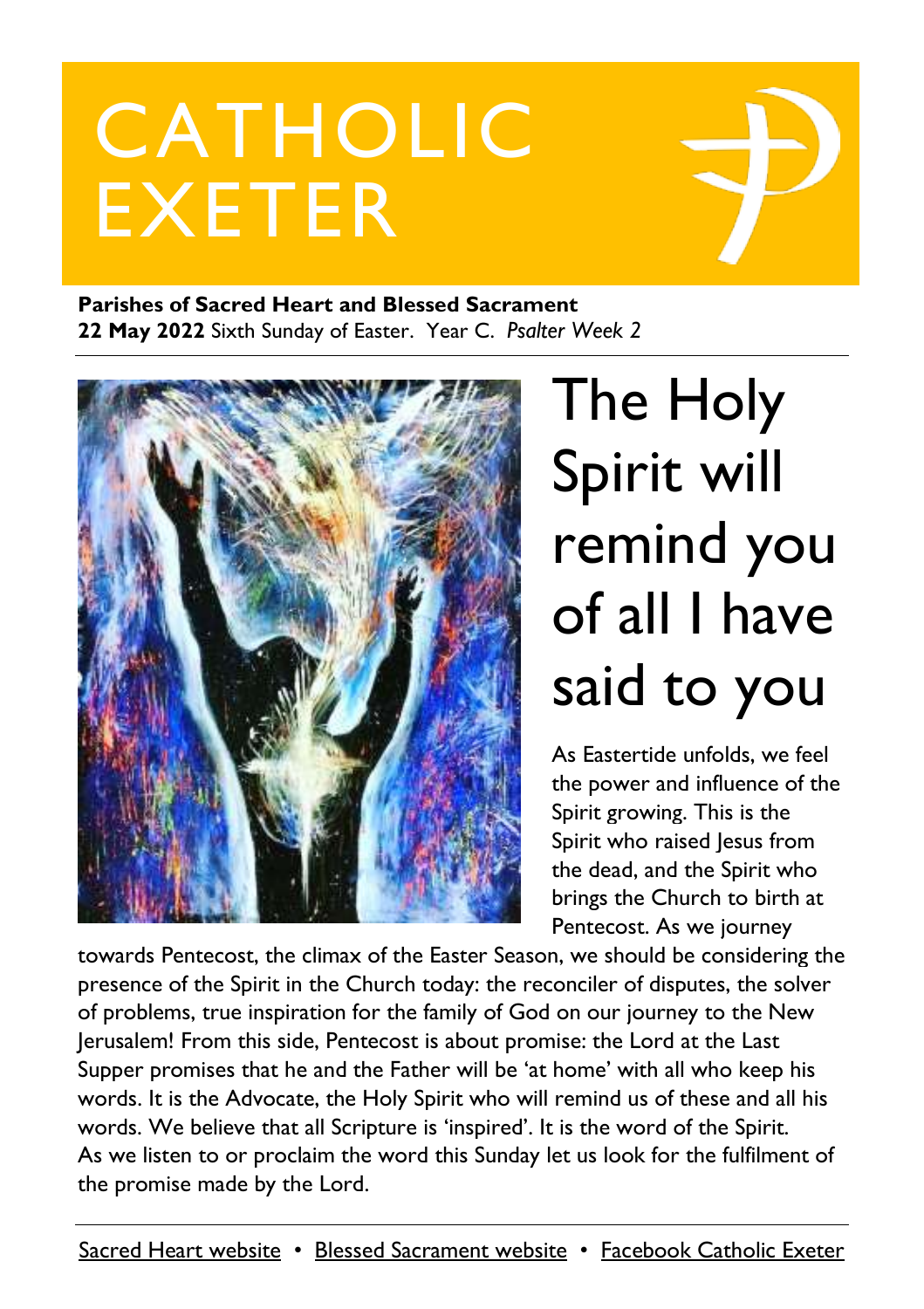# CATHOLIC EXETER

**Parishes of Sacred Heart and Blessed Sacrament**
**22 May 2022** Sixth Sunday of Easter. Year C. *Psalter Week 2*

## The Holy Spirit will remind you of all I have said to you

As Eastertide unfolds, we feel the power and influence of the Spirit growing. This is the Spirit who raised Jesus from the dead, and the Spirit who brings the Church to birth at Pentecost. As we journey towards Pentecost, the climax of the Easter Season, we should be considering the presence of the Spirit in the Church today: the reconciler of disputes, the solver of problems, true inspiration for the family of God on our journey to the New Jerusalem! From this side, Pentecost is about promise: the Lord at the Last Supper promises that he and the Father will be 'at home' with all who keep his words. It is the Advocate, the Holy Spirit who will remind us of these and all his words. We believe that all Scripture is 'inspired'. It is the word of the Spirit. As we listen to or proclaim the word this Sunday let us look for the fulfilment of the promise made by the Lord.

Sacred Heart website • Blessed Sacrament website • Facebook Catholic Exeter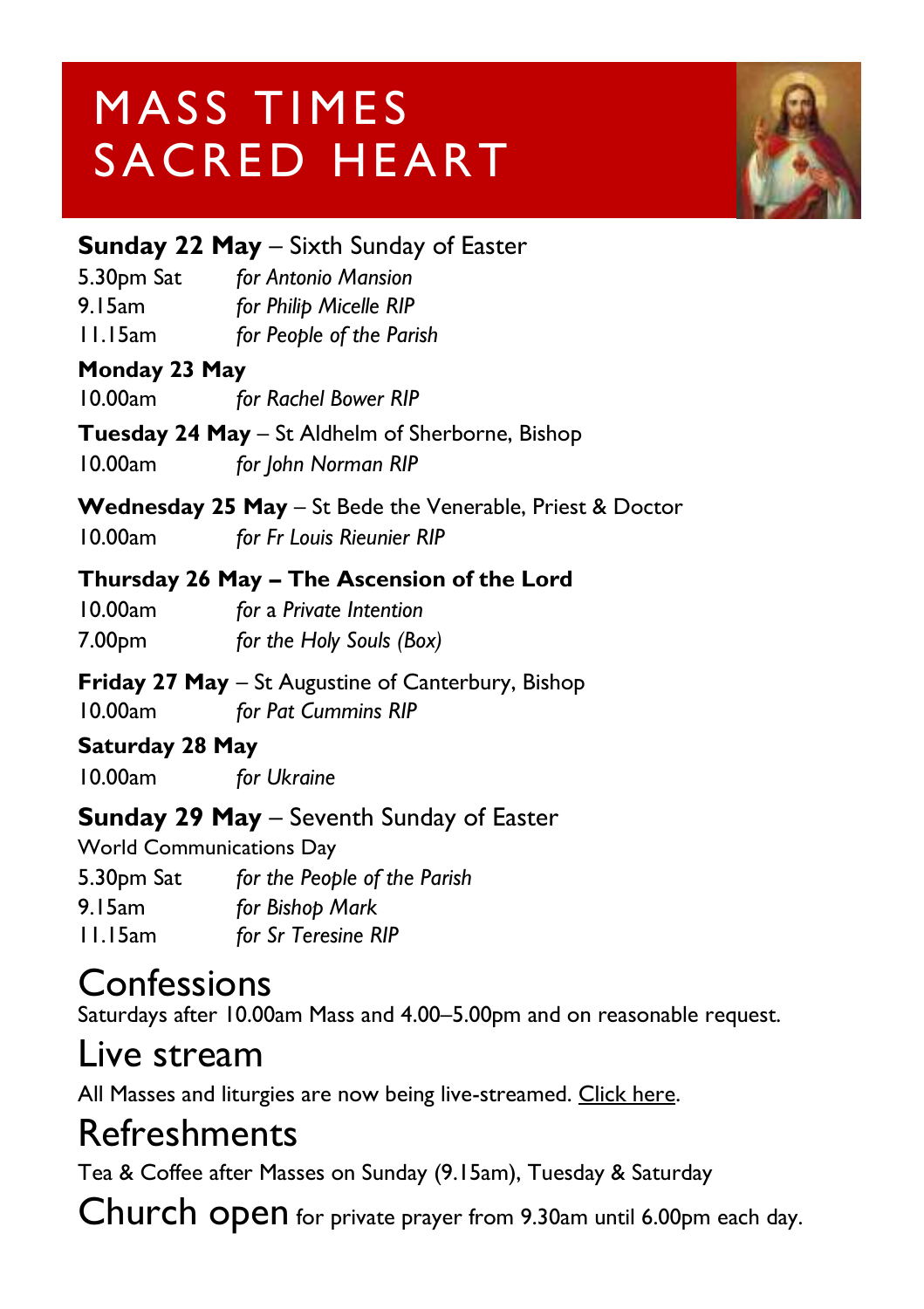# MASS TIMES SACRED HEART

**Sunday 22 May** – Sixth Sunday of Easter

5.30pm Sat *for Antonio Mansion*
9.15am *for Philip Micelle RIP*
11.15am *for People of the Parish*

**Monday 23 May**

10.00am *for Rachel Bower RIP*

**Tuesday 24 May** – St Aldhelm of Sherborne, Bishop

10.00am *for John Norman RIP*

**Wednesday 25 May** – St Bede the Venerable, Priest & Doctor

10.00am *for Fr Louis Rieunier RIP*

**Thursday 26 May – The Ascension of the Lord**

10.00am *for a Private Intention*
7.00pm *for the Holy Souls (Box)*

**Friday 27 May** – St Augustine of Canterbury, Bishop

10.00am *for Pat Cummins RIP*

**Saturday 28 May**

10.00am *for Ukraine*

**Sunday 29 May** – Seventh Sunday of Easter

World Communications Day

5.30pm Sat *for the People of the Parish*
9.15am *for Bishop Mark*
11.15am *for Sr Teresine RIP*

## Confessions

Saturdays after 10.00am Mass and 4.00–5.00pm and on reasonable request.

## Live stream

All Masses and liturgies are now being live-streamed. Click here.

## Refreshments

Tea & Coffee after Masses on Sunday (9.15am), Tuesday & Saturday

## Church open

for private prayer from 9.30am until 6.00pm each day.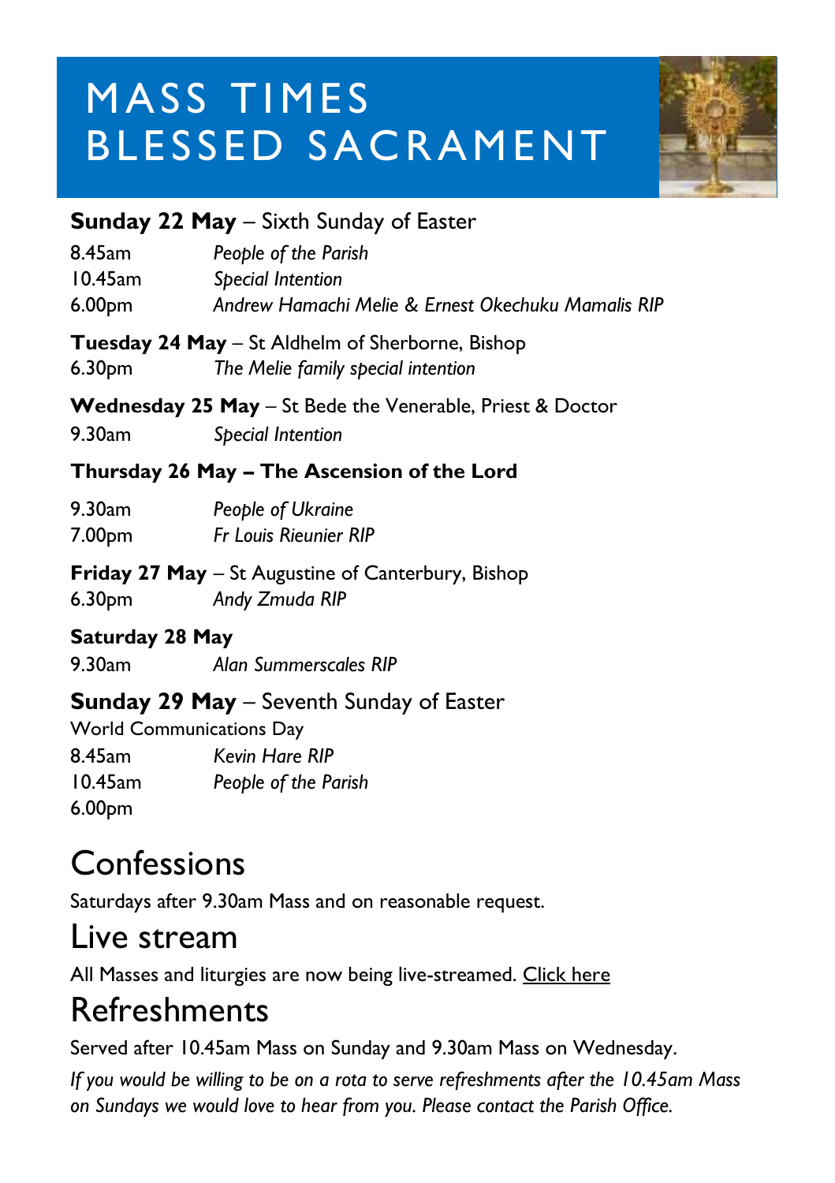# MASS TIMES BLESSED SACRAMENT

**Sunday 22 May** – Sixth Sunday of Easter

8.45am *People of the Parish*
10.45am *Special Intention*
6.00pm *Andrew Hamachi Melie & Ernest Okechuku Mamalis RIP*

**Tuesday 24 May** – St Aldhelm of Sherborne, Bishop

6.30pm *The Melie family special intention*

**Wednesday 25 May** – St Bede the Venerable, Priest & Doctor

9.30am *Special Intention*

**Thursday 26 May – The Ascension of the Lord**

9.30am *People of Ukraine*
7.00pm *Fr Louis Rieunier RIP*

**Friday 27 May** – St Augustine of Canterbury, Bishop

6.30pm *Andy Zmuda RIP*

**Saturday 28 May**

9.30am *Alan Summerscales RIP*

**Sunday 29 May** – Seventh Sunday of Easter

World Communications Day

8.45am *Kevin Hare RIP*
10.45am *People of the Parish*
6.00pm

# Confessions

Saturdays after 9.30am Mass and on reasonable request.

# Live stream

All Masses and liturgies are now being live-streamed. Click here

# Refreshments

Served after 10.45am Mass on Sunday and 9.30am Mass on Wednesday.

*If you would be willing to be on a rota to serve refreshments after the 10.45am Mass on Sundays we would love to hear from you. Please contact the Parish Office.*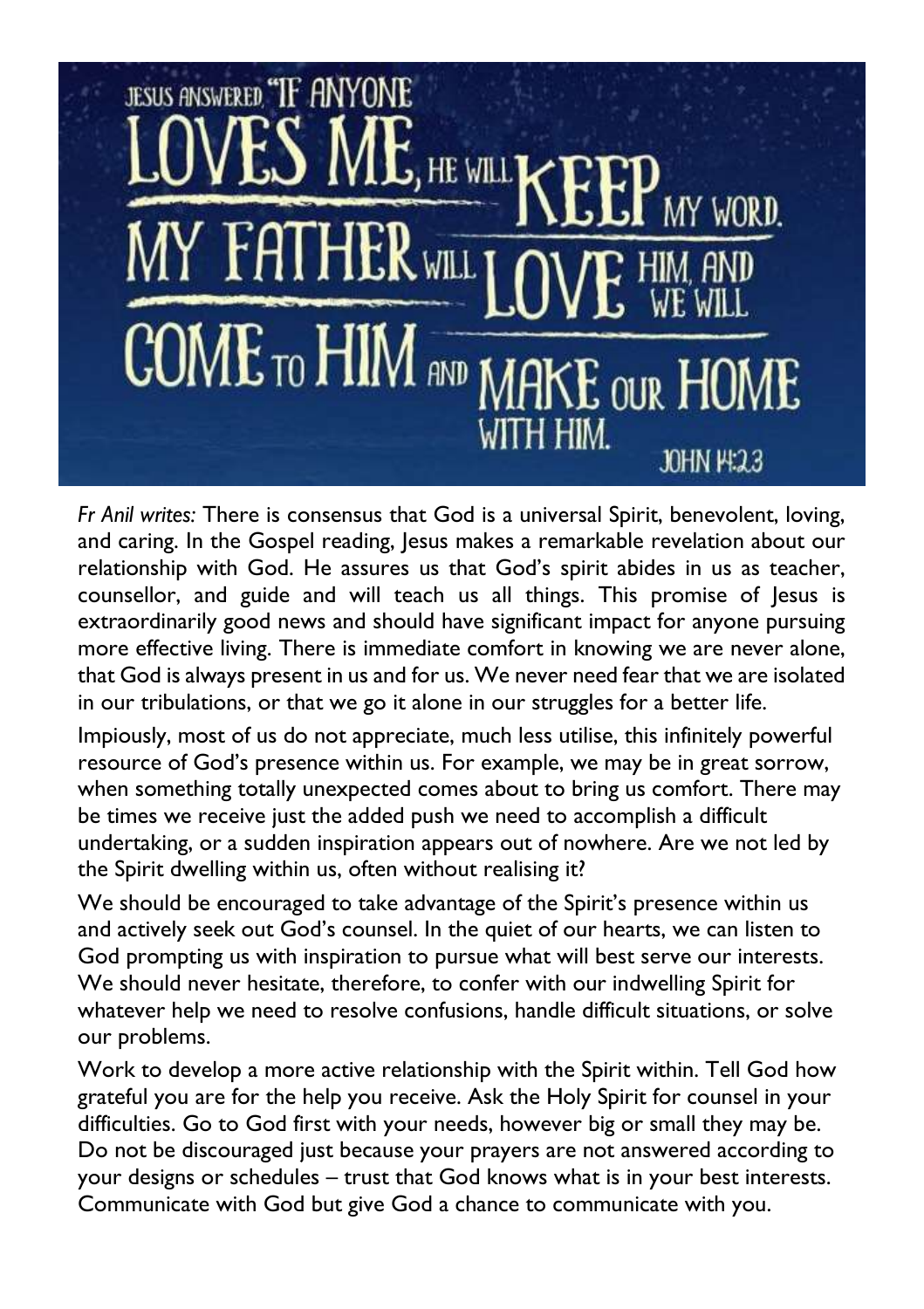JESUS ANSWERED, "IF ANYONE LOVES ME, HE WILL KEEP MY WORD. MY FATHER WILL LOVE HIM, AND WE WILL COME TO HIM AND MAKE OUR HOME WITH HIM. JOHN 14:23

*Fr Anil writes:* There is consensus that God is a universal Spirit, benevolent, loving, and caring. In the Gospel reading, Jesus makes a remarkable revelation about our relationship with God. He assures us that God's spirit abides in us as teacher, counsellor, and guide and will teach us all things. This promise of Jesus is extraordinarily good news and should have significant impact for anyone pursuing more effective living. There is immediate comfort in knowing we are never alone, that God is always present in us and for us. We never need fear that we are isolated in our tribulations, or that we go it alone in our struggles for a better life.

Impiously, most of us do not appreciate, much less utilise, this infinitely powerful resource of God's presence within us. For example, we may be in great sorrow, when something totally unexpected comes about to bring us comfort. There may be times we receive just the added push we need to accomplish a difficult undertaking, or a sudden inspiration appears out of nowhere. Are we not led by the Spirit dwelling within us, often without realising it?

We should be encouraged to take advantage of the Spirit's presence within us and actively seek out God's counsel. In the quiet of our hearts, we can listen to God prompting us with inspiration to pursue what will best serve our interests. We should never hesitate, therefore, to confer with our indwelling Spirit for whatever help we need to resolve confusions, handle difficult situations, or solve our problems.

Work to develop a more active relationship with the Spirit within. Tell God how grateful you are for the help you receive. Ask the Holy Spirit for counsel in your difficulties. Go to God first with your needs, however big or small they may be. Do not be discouraged just because your prayers are not answered according to your designs or schedules – trust that God knows what is in your best interests. Communicate with God but give God a chance to communicate with you.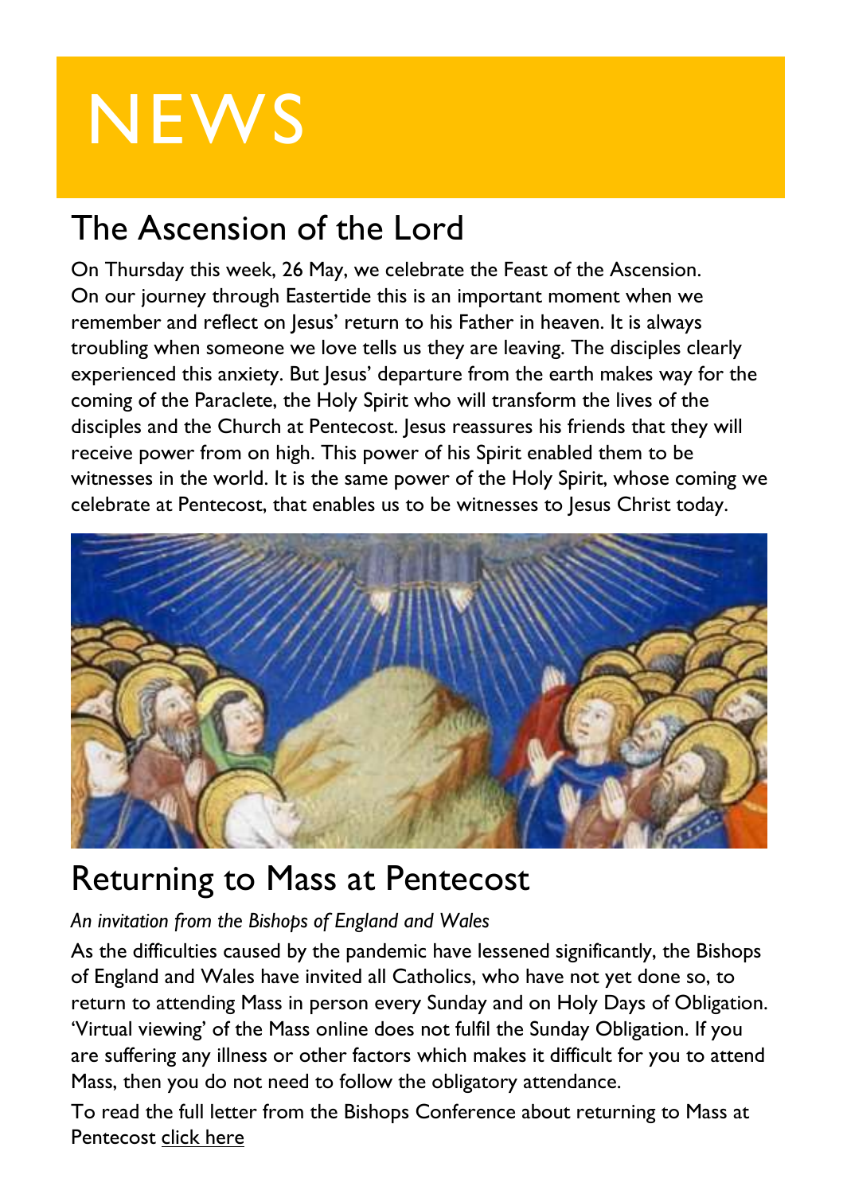# NEWS

## The Ascension of the Lord

On Thursday this week, 26 May, we celebrate the Feast of the Ascension. On our journey through Eastertide this is an important moment when we remember and reflect on Jesus' return to his Father in heaven. It is always troubling when someone we love tells us they are leaving. The disciples clearly experienced this anxiety. But Jesus' departure from the earth makes way for the coming of the Paraclete, the Holy Spirit who will transform the lives of the disciples and the Church at Pentecost. Jesus reassures his friends that they will receive power from on high. This power of his Spirit enabled them to be witnesses in the world. It is the same power of the Holy Spirit, whose coming we celebrate at Pentecost, that enables us to be witnesses to Jesus Christ today.

## Returning to Mass at Pentecost

*An invitation from the Bishops of England and Wales*

As the difficulties caused by the pandemic have lessened significantly, the Bishops of England and Wales have invited all Catholics, who have not yet done so, to return to attending Mass in person every Sunday and on Holy Days of Obligation. 'Virtual viewing' of the Mass online does not fulfil the Sunday Obligation. If you are suffering any illness or other factors which makes it difficult for you to attend Mass, then you do not need to follow the obligatory attendance.

To read the full letter from the Bishops Conference about returning to Mass at Pentecost click here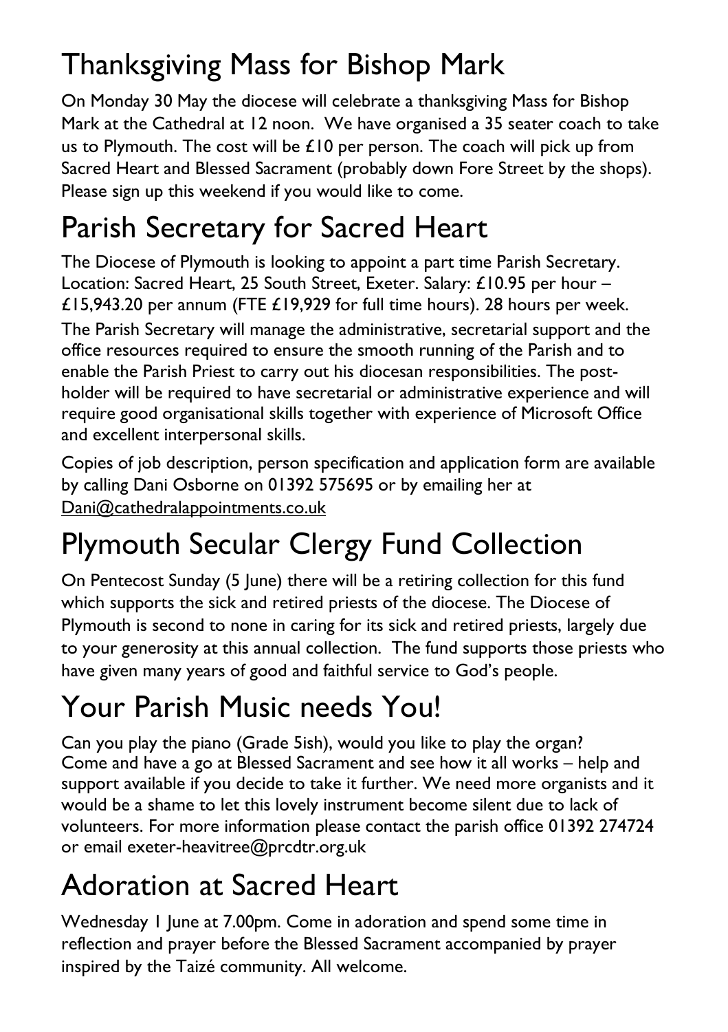# Thanksgiving Mass for Bishop Mark

On Monday 30 May the diocese will celebrate a thanksgiving Mass for Bishop Mark at the Cathedral at 12 noon. We have organised a 35 seater coach to take us to Plymouth. The cost will be £10 per person. The coach will pick up from Sacred Heart and Blessed Sacrament (probably down Fore Street by the shops). Please sign up this weekend if you would like to come.

# Parish Secretary for Sacred Heart

The Diocese of Plymouth is looking to appoint a part time Parish Secretary. Location: Sacred Heart, 25 South Street, Exeter. Salary: £10.95 per hour – £15,943.20 per annum (FTE £19,929 for full time hours). 28 hours per week.

The Parish Secretary will manage the administrative, secretarial support and the office resources required to ensure the smooth running of the Parish and to enable the Parish Priest to carry out his diocesan responsibilities. The post-holder will be required to have secretarial or administrative experience and will require good organisational skills together with experience of Microsoft Office and excellent interpersonal skills.

Copies of job description, person specification and application form are available by calling Dani Osborne on 01392 575695 or by emailing her at Dani@cathedralappointments.co.uk

# Plymouth Secular Clergy Fund Collection

On Pentecost Sunday (5 June) there will be a retiring collection for this fund which supports the sick and retired priests of the diocese. The Diocese of Plymouth is second to none in caring for its sick and retired priests, largely due to your generosity at this annual collection. The fund supports those priests who have given many years of good and faithful service to God's people.

# Your Parish Music needs You!

Can you play the piano (Grade 5ish), would you like to play the organ? Come and have a go at Blessed Sacrament and see how it all works – help and support available if you decide to take it further. We need more organists and it would be a shame to let this lovely instrument become silent due to lack of volunteers. For more information please contact the parish office 01392 274724 or email exeter-heavitree@prcdtr.org.uk

# Adoration at Sacred Heart

Wednesday 1 June at 7.00pm. Come in adoration and spend some time in reflection and prayer before the Blessed Sacrament accompanied by prayer inspired by the Taizé community. All welcome.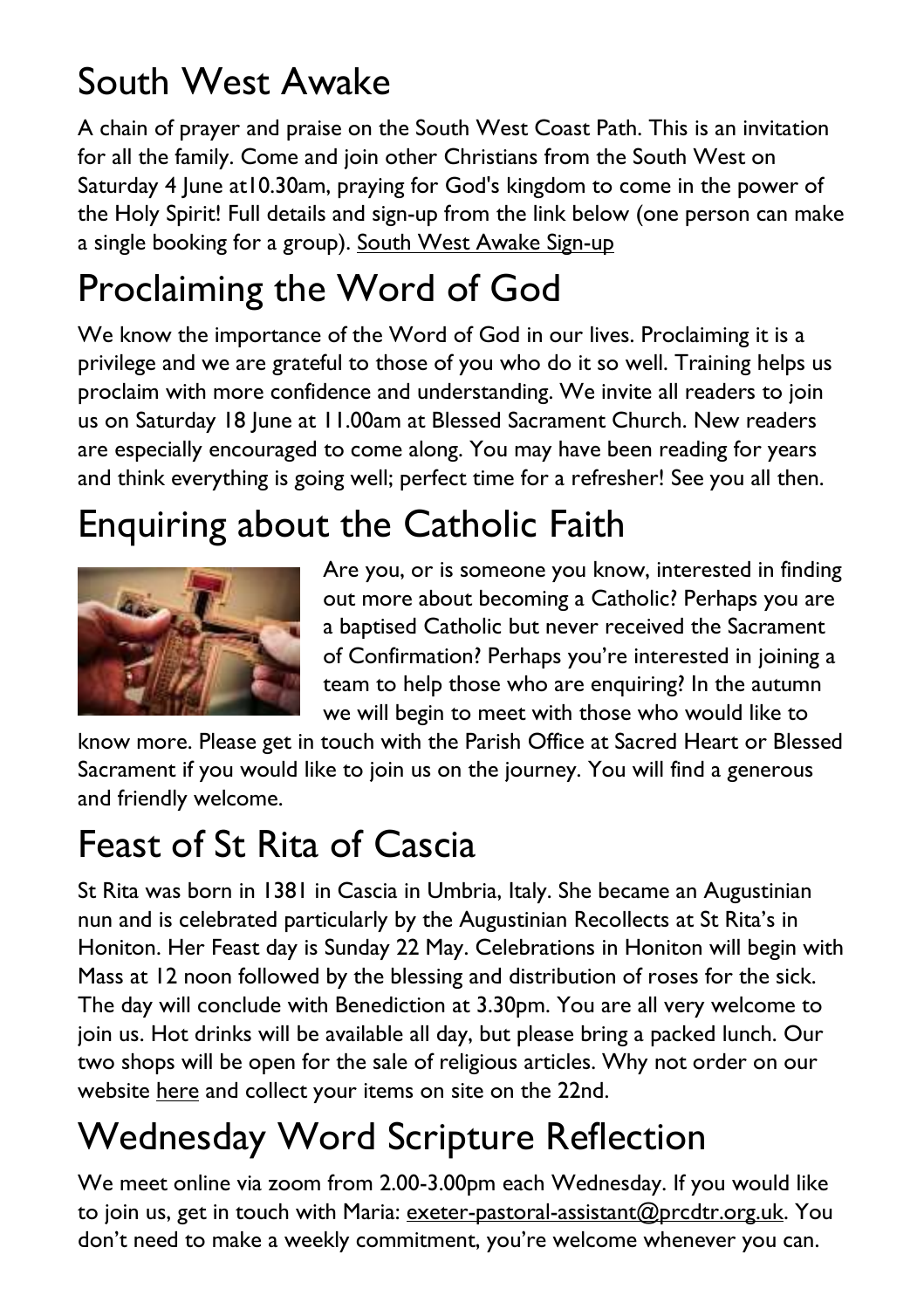## South West Awake

A chain of prayer and praise on the South West Coast Path. This is an invitation for all the family. Come and join other Christians from the South West on Saturday 4 June at10.30am, praying for God's kingdom to come in the power of the Holy Spirit! Full details and sign-up from the link below (one person can make a single booking for a group). South West Awake Sign-up

## Proclaiming the Word of God

We know the importance of the Word of God in our lives. Proclaiming it is a privilege and we are grateful to those of you who do it so well. Training helps us proclaim with more confidence and understanding. We invite all readers to join us on Saturday 18 June at 11.00am at Blessed Sacrament Church. New readers are especially encouraged to come along. You may have been reading for years and think everything is going well; perfect time for a refresher! See you all then.

## Enquiring about the Catholic Faith

Are you, or is someone you know, interested in finding out more about becoming a Catholic? Perhaps you are a baptised Catholic but never received the Sacrament of Confirmation? Perhaps you're interested in joining a team to help those who are enquiring? In the autumn we will begin to meet with those who would like to know more. Please get in touch with the Parish Office at Sacred Heart or Blessed Sacrament if you would like to join us on the journey. You will find a generous and friendly welcome.

## Feast of St Rita of Cascia

St Rita was born in 1381 in Cascia in Umbria, Italy. She became an Augustinian nun and is celebrated particularly by the Augustinian Recollects at St Rita's in Honiton. Her Feast day is Sunday 22 May. Celebrations in Honiton will begin with Mass at 12 noon followed by the blessing and distribution of roses for the sick. The day will conclude with Benediction at 3.30pm. You are all very welcome to join us. Hot drinks will be available all day, but please bring a packed lunch. Our two shops will be open for the sale of religious articles. Why not order on our website here and collect your items on site on the 22nd.

## Wednesday Word Scripture Reflection

We meet online via zoom from 2.00-3.00pm each Wednesday. If you would like to join us, get in touch with Maria: exeter-pastoral-assistant@prcdtr.org.uk. You don't need to make a weekly commitment, you're welcome whenever you can.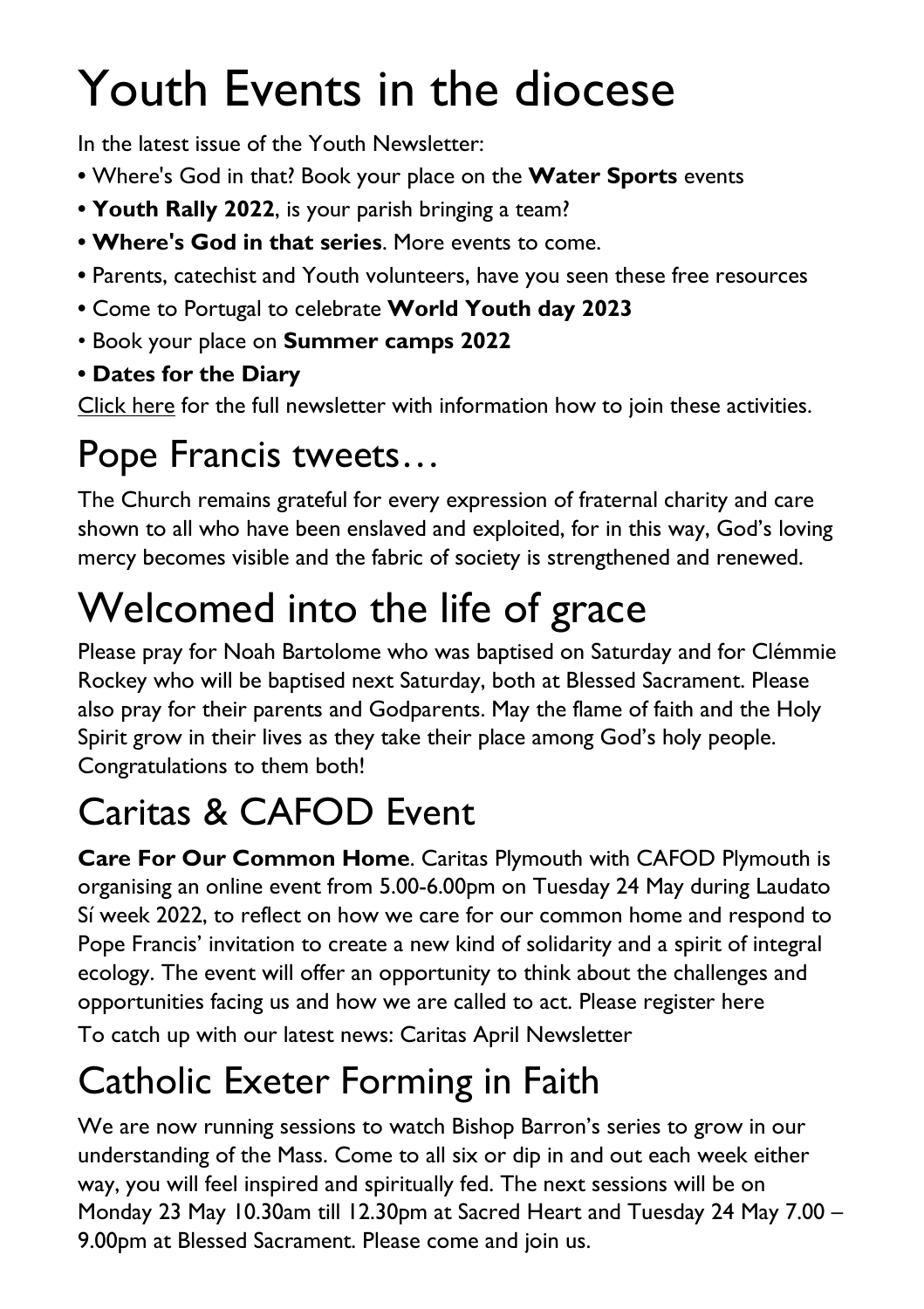# Youth Events in the diocese

In the latest issue of the Youth Newsletter:

- Where's God in that? Book your place on the **Water Sports** events
- **Youth Rally 2022**, is your parish bringing a team?
- **Where's God in that series**. More events to come.
- Parents, catechist and Youth volunteers, have you seen these free resources
- Come to Portugal to celebrate **World Youth day 2023**
- Book your place on **Summer camps 2022**
- **Dates for the Diary**

Click here for the full newsletter with information how to join these activities.

## Pope Francis tweets…

The Church remains grateful for every expression of fraternal charity and care shown to all who have been enslaved and exploited, for in this way, God's loving mercy becomes visible and the fabric of society is strengthened and renewed.

# Welcomed into the life of grace

Please pray for Noah Bartolome who was baptised on Saturday and for Clémmie Rockey who will be baptised next Saturday, both at Blessed Sacrament. Please also pray for their parents and Godparents. May the flame of faith and the Holy Spirit grow in their lives as they take their place among God's holy people. Congratulations to them both!

## Caritas & CAFOD Event

**Care For Our Common Home**. Caritas Plymouth with CAFOD Plymouth is organising an online event from 5.00-6.00pm on Tuesday 24 May during Laudato Sí week 2022, to reflect on how we care for our common home and respond to Pope Francis' invitation to create a new kind of solidarity and a spirit of integral ecology. The event will offer an opportunity to think about the challenges and opportunities facing us and how we are called to act. Please register here

To catch up with our latest news: Caritas April Newsletter

## Catholic Exeter Forming in Faith

We are now running sessions to watch Bishop Barron's series to grow in our understanding of the Mass. Come to all six or dip in and out each week either way, you will feel inspired and spiritually fed. The next sessions will be on Monday 23 May 10.30am till 12.30pm at Sacred Heart and Tuesday 24 May 7.00 – 9.00pm at Blessed Sacrament. Please come and join us.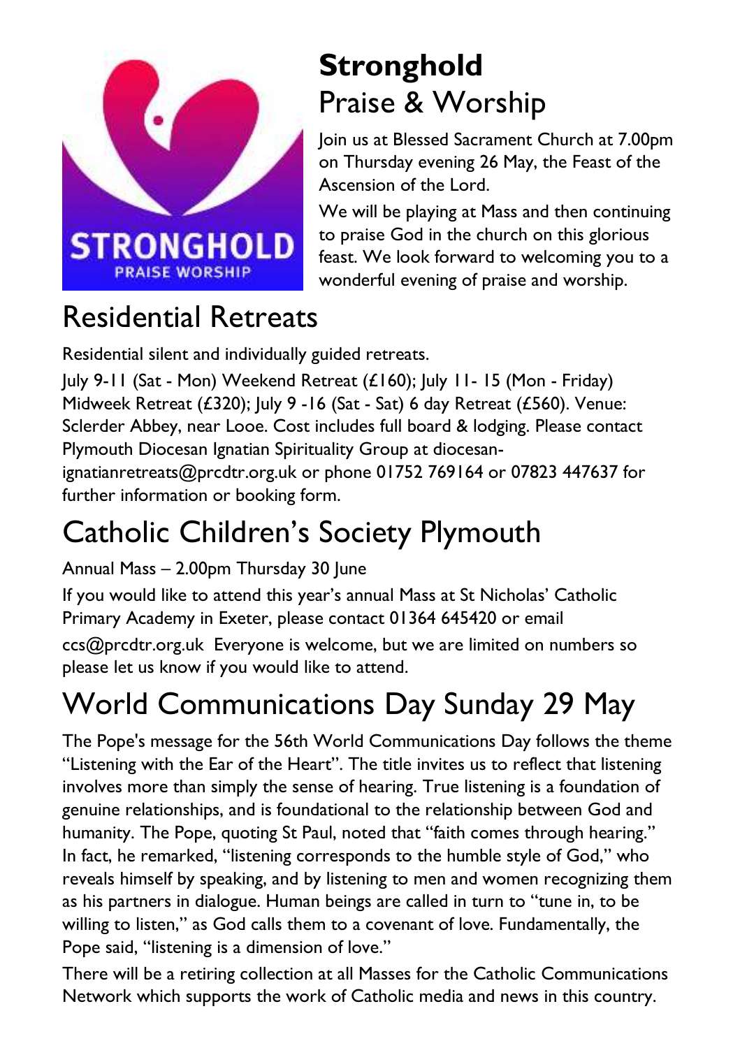## **Stronghold** Praise & Worship

Join us at Blessed Sacrament Church at 7.00pm on Thursday evening 26 May, the Feast of the Ascension of the Lord.

We will be playing at Mass and then continuing to praise God in the church on this glorious feast. We look forward to welcoming you to a wonderful evening of praise and worship.

# Residential Retreats

Residential silent and individually guided retreats.

July 9-11 (Sat - Mon) Weekend Retreat (£160); July 11- 15 (Mon - Friday) Midweek Retreat (£320); July 9 -16 (Sat - Sat) 6 day Retreat (£560). Venue: Sclerder Abbey, near Looe. Cost includes full board & lodging. Please contact Plymouth Diocesan Ignatian Spirituality Group at diocesan-ignatianretreats@prcdtr.org.uk or phone 01752 769164 or 07823 447637 for further information or booking form.

# Catholic Children's Society Plymouth

Annual Mass – 2.00pm Thursday 30 June

If you would like to attend this year's annual Mass at St Nicholas' Catholic Primary Academy in Exeter, please contact 01364 645420 or email ccs@prcdtr.org.uk Everyone is welcome, but we are limited on numbers so please let us know if you would like to attend.

# World Communications Day Sunday 29 May

The Pope's message for the 56th World Communications Day follows the theme "Listening with the Ear of the Heart". The title invites us to reflect that listening involves more than simply the sense of hearing. True listening is a foundation of genuine relationships, and is foundational to the relationship between God and humanity. The Pope, quoting St Paul, noted that "faith comes through hearing." In fact, he remarked, "listening corresponds to the humble style of God," who reveals himself by speaking, and by listening to men and women recognizing them as his partners in dialogue. Human beings are called in turn to "tune in, to be willing to listen," as God calls them to a covenant of love. Fundamentally, the Pope said, "listening is a dimension of love."

There will be a retiring collection at all Masses for the Catholic Communications Network which supports the work of Catholic media and news in this country.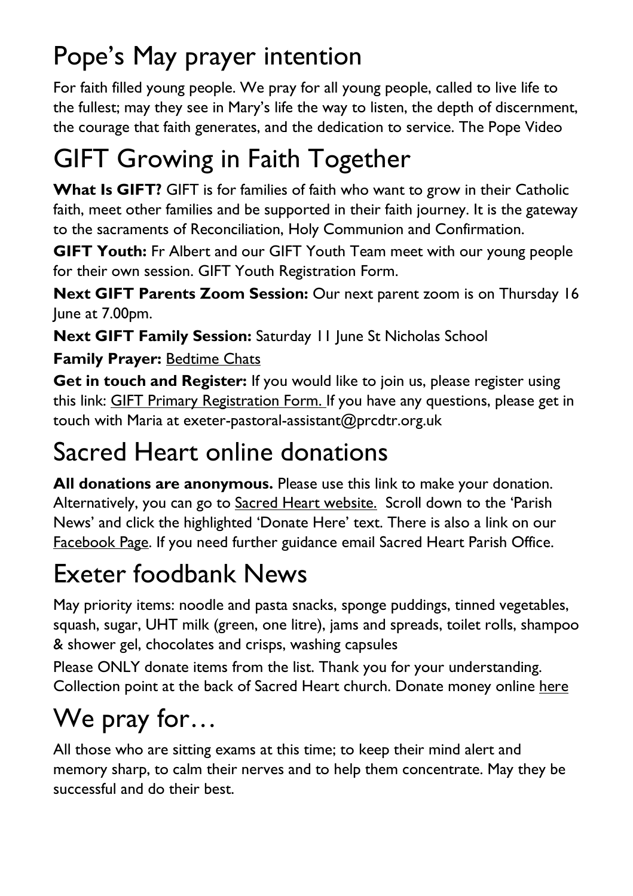# Pope's May prayer intention

For faith filled young people. We pray for all young people, called to live life to the fullest; may they see in Mary's life the way to listen, the depth of discernment, the courage that faith generates, and the dedication to service. The Pope Video

# GIFT Growing in Faith Together

**What Is GIFT?** GIFT is for families of faith who want to grow in their Catholic faith, meet other families and be supported in their faith journey. It is the gateway to the sacraments of Reconciliation, Holy Communion and Confirmation.

**GIFT Youth:** Fr Albert and our GIFT Youth Team meet with our young people for their own session. GIFT Youth Registration Form.

**Next GIFT Parents Zoom Session:** Our next parent zoom is on Thursday 16 June at 7.00pm.

**Next GIFT Family Session:** Saturday 11 June St Nicholas School

**Family Prayer:** Bedtime Chats

**Get in touch and Register:** If you would like to join us, please register using this link: GIFT Primary Registration Form. If you have any questions, please get in touch with Maria at exeter-pastoral-assistant@prcdtr.org.uk

# Sacred Heart online donations

**All donations are anonymous.** Please use this link to make your donation. Alternatively, you can go to Sacred Heart website. Scroll down to the 'Parish News' and click the highlighted 'Donate Here' text. There is also a link on our Facebook Page. If you need further guidance email Sacred Heart Parish Office.

# Exeter foodbank News

May priority items: noodle and pasta snacks, sponge puddings, tinned vegetables, squash, sugar, UHT milk (green, one litre), jams and spreads, toilet rolls, shampoo & shower gel, chocolates and crisps, washing capsules

Please ONLY donate items from the list. Thank you for your understanding. Collection point at the back of Sacred Heart church. Donate money online here

# We pray for…

All those who are sitting exams at this time; to keep their mind alert and memory sharp, to calm their nerves and to help them concentrate. May they be successful and do their best.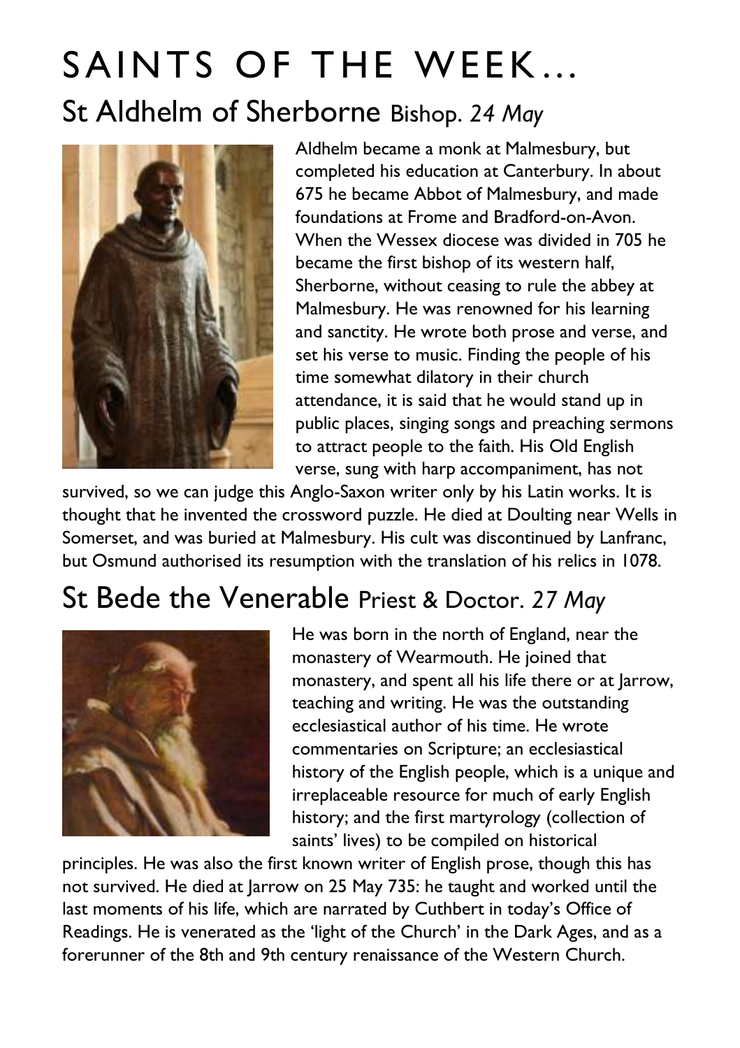# SAINTS OF THE WEEK…

## St Aldhelm of Sherborne Bishop. *24 May*

Aldhelm became a monk at Malmesbury, but completed his education at Canterbury. In about 675 he became Abbot of Malmesbury, and made foundations at Frome and Bradford-on-Avon. When the Wessex diocese was divided in 705 he became the first bishop of its western half, Sherborne, without ceasing to rule the abbey at Malmesbury. He was renowned for his learning and sanctity. He wrote both prose and verse, and set his verse to music. Finding the people of his time somewhat dilatory in their church attendance, it is said that he would stand up in public places, singing songs and preaching sermons to attract people to the faith. His Old English verse, sung with harp accompaniment, has not survived, so we can judge this Anglo-Saxon writer only by his Latin works. It is thought that he invented the crossword puzzle. He died at Doulting near Wells in Somerset, and was buried at Malmesbury. His cult was discontinued by Lanfranc, but Osmund authorised its resumption with the translation of his relics in 1078.

## St Bede the Venerable Priest & Doctor. *27 May*

He was born in the north of England, near the monastery of Wearmouth. He joined that monastery, and spent all his life there or at Jarrow, teaching and writing. He was the outstanding ecclesiastical author of his time. He wrote commentaries on Scripture; an ecclesiastical history of the English people, which is a unique and irreplaceable resource for much of early English history; and the first martyrology (collection of saints' lives) to be compiled on historical principles. He was also the first known writer of English prose, though this has not survived. He died at Jarrow on 25 May 735: he taught and worked until the last moments of his life, which are narrated by Cuthbert in today's Office of Readings. He is venerated as the 'light of the Church' in the Dark Ages, and as a forerunner of the 8th and 9th century renaissance of the Western Church.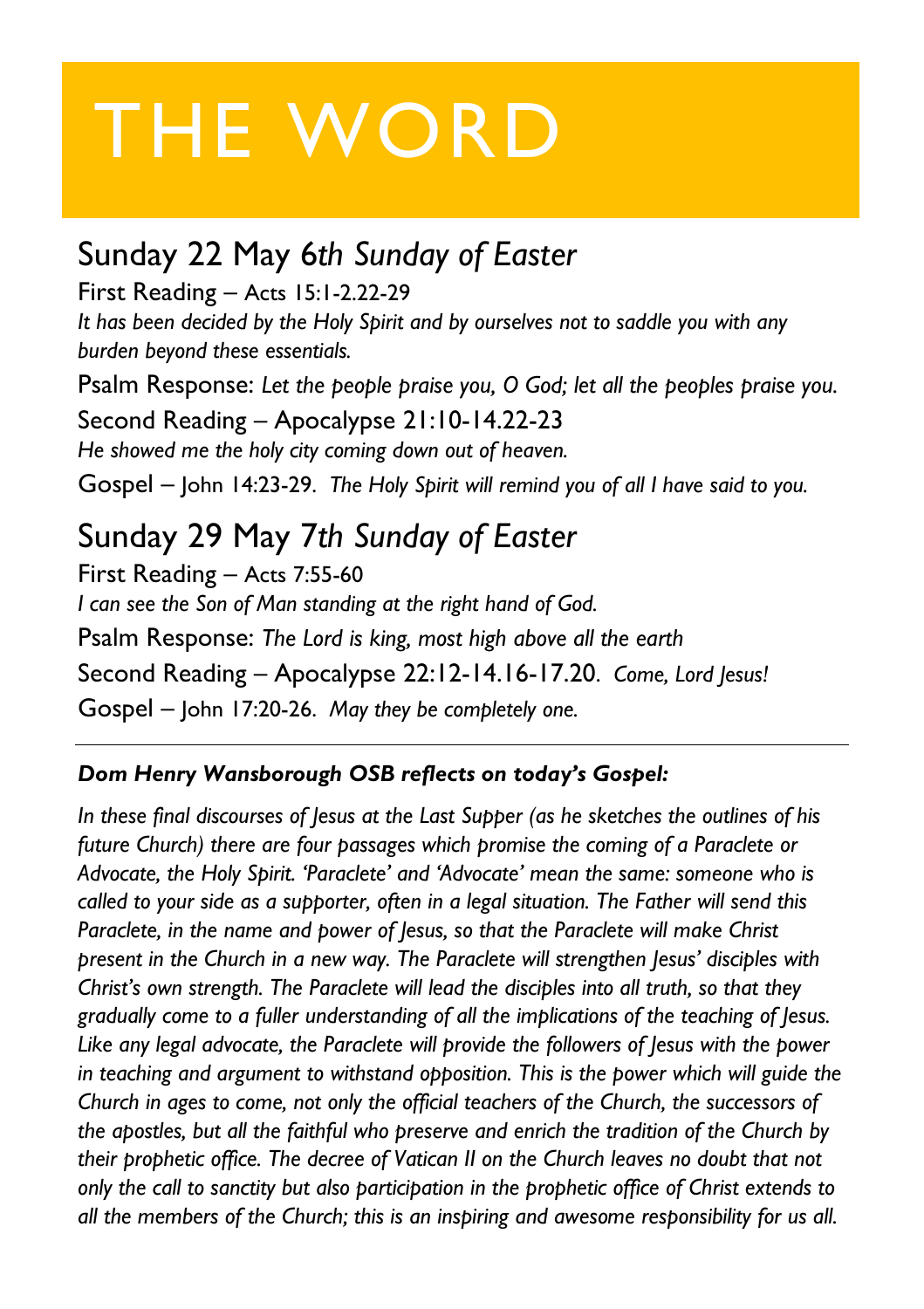# THE WORD

## Sunday 22 May 6*th Sunday of Easter*

First Reading – Acts 15:1-2.22-29
*It has been decided by the Holy Spirit and by ourselves not to saddle you with any burden beyond these essentials.*

Psalm Response: *Let the people praise you, O God; let all the peoples praise you.*

Second Reading – Apocalypse 21:10-14.22-23
*He showed me the holy city coming down out of heaven.*

Gospel – John 14:23-29. *The Holy Spirit will remind you of all I have said to you.*

## Sunday 29 May 7*th Sunday of Easter*

First Reading – Acts 7:55-60
*I can see the Son of Man standing at the right hand of God.*

Psalm Response: *The Lord is king, most high above all the earth*

Second Reading – Apocalypse 22:12-14.16-17.20. *Come, Lord Jesus!*

Gospel – John 17:20-26. *May they be completely one.*

---

***Dom Henry Wansborough OSB reflects on today's Gospel:***

*In these final discourses of Jesus at the Last Supper (as he sketches the outlines of his future Church) there are four passages which promise the coming of a Paraclete or Advocate, the Holy Spirit. 'Paraclete' and 'Advocate' mean the same: someone who is called to your side as a supporter, often in a legal situation. The Father will send this Paraclete, in the name and power of Jesus, so that the Paraclete will make Christ present in the Church in a new way. The Paraclete will strengthen Jesus' disciples with Christ's own strength. The Paraclete will lead the disciples into all truth, so that they gradually come to a fuller understanding of all the implications of the teaching of Jesus. Like any legal advocate, the Paraclete will provide the followers of Jesus with the power in teaching and argument to withstand opposition. This is the power which will guide the Church in ages to come, not only the official teachers of the Church, the successors of the apostles, but all the faithful who preserve and enrich the tradition of the Church by their prophetic office. The decree of Vatican II on the Church leaves no doubt that not only the call to sanctity but also participation in the prophetic office of Christ extends to all the members of the Church; this is an inspiring and awesome responsibility for us all.*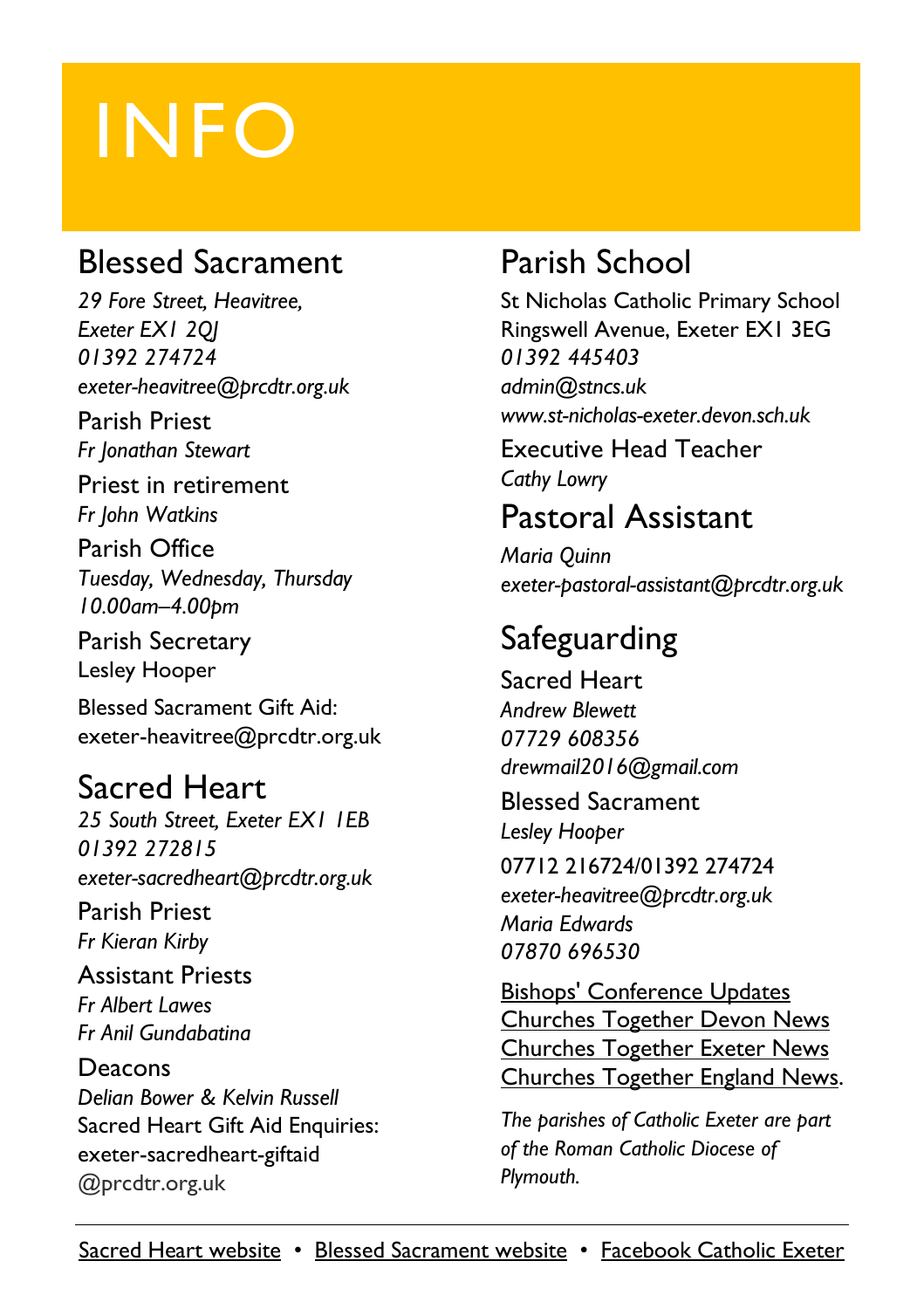# INFO

## Blessed Sacrament

*29 Fore Street, Heavitree,*
*Exeter EX1 2QJ*
*01392 274724*
*exeter-heavitree@prcdtr.org.uk*

Parish Priest
*Fr Jonathan Stewart*

Priest in retirement
*Fr John Watkins*

Parish Office
*Tuesday, Wednesday, Thursday*
*10.00am–4.00pm*

Parish Secretary
Lesley Hooper

Blessed Sacrament Gift Aid:
exeter-heavitree@prcdtr.org.uk

## Sacred Heart

*25 South Street, Exeter EX1 1EB*
*01392 272815*
*exeter-sacredheart@prcdtr.org.uk*

Parish Priest
*Fr Kieran Kirby*

Assistant Priests
*Fr Albert Lawes*
*Fr Anil Gundabatina*

Deacons
*Delian Bower & Kelvin Russell*

Sacred Heart Gift Aid Enquiries:
exeter-sacredheart-giftaid
@prcdtr.org.uk

## Parish School

St Nicholas Catholic Primary School
Ringswell Avenue, Exeter EX1 3EG
*01392 445403*
*admin@stncs.uk*
*www.st-nicholas-exeter.devon.sch.uk*

Executive Head Teacher
*Cathy Lowry*

## Pastoral Assistant

*Maria Quinn*
*exeter-pastoral-assistant@prcdtr.org.uk*

## Safeguarding

Sacred Heart
*Andrew Blewett*
*07729 608356*
*drewmail2016@gmail.com*

Blessed Sacrament
*Lesley Hooper*
07712 216724/01392 274724
*exeter-heavitree@prcdtr.org.uk*
*Maria Edwards*
*07870 696530*

Bishops' Conference Updates
Churches Together Devon News
Churches Together Exeter News
Churches Together England News.

*The parishes of Catholic Exeter are part of the Roman Catholic Diocese of Plymouth.*

---

Sacred Heart website • Blessed Sacrament website • Facebook Catholic Exeter